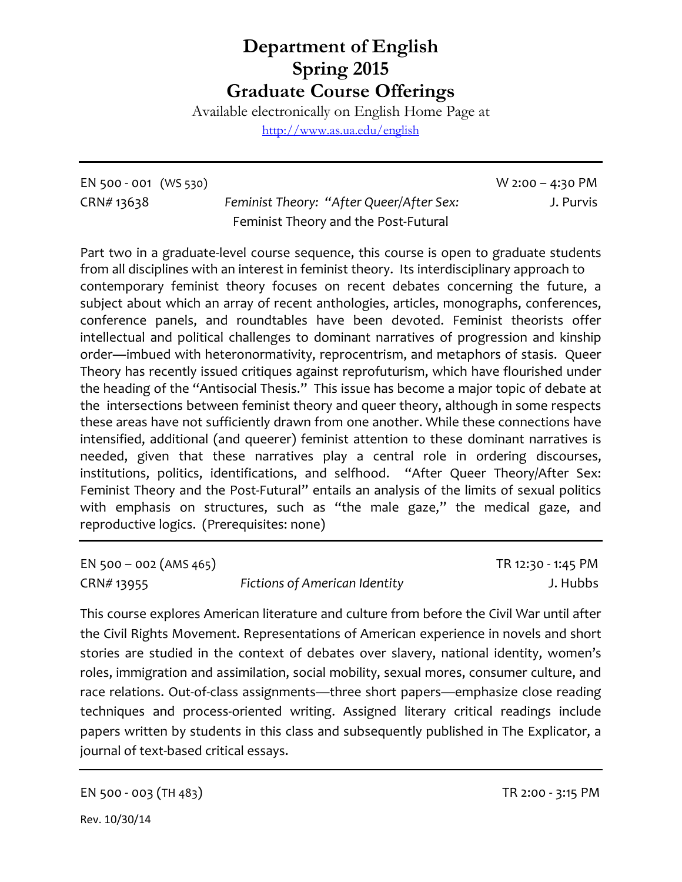# Department of English
# Spring 2015
# Graduate Course Offerings

Available electronically on English Home Page at

http://www.as.ua.edu/english

---

EN 500 - 001 (WS 530) W 2:00 – 4:30 PM

CRN# 13638 *Feminist Theory: "After Queer/After Sex:* J. Purvis

Feminist Theory and the Post-Futural

Part two in a graduate-level course sequence, this course is open to graduate students from all disciplines with an interest in feminist theory. Its interdisciplinary approach to contemporary feminist theory focuses on recent debates concerning the future, a subject about which an array of recent anthologies, articles, monographs, conferences, conference panels, and roundtables have been devoted. Feminist theorists offer intellectual and political challenges to dominant narratives of progression and kinship order—imbued with heteronormativity, reprocentrism, and metaphors of stasis. Queer Theory has recently issued critiques against reprofuturism, which have flourished under the heading of the "Antisocial Thesis." This issue has become a major topic of debate at the intersections between feminist theory and queer theory, although in some respects these areas have not sufficiently drawn from one another. While these connections have intensified, additional (and queerer) feminist attention to these dominant narratives is needed, given that these narratives play a central role in ordering discourses, institutions, politics, identifications, and selfhood. "After Queer Theory/After Sex: Feminist Theory and the Post-Futural" entails an analysis of the limits of sexual politics with emphasis on structures, such as "the male gaze," the medical gaze, and reproductive logics. (Prerequisites: none)

---

EN 500 – 002 (AMS 465) TR 12:30 - 1:45 PM

CRN# 13955 *Fictions of American Identity* J. Hubbs

This course explores American literature and culture from before the Civil War until after the Civil Rights Movement. Representations of American experience in novels and short stories are studied in the context of debates over slavery, national identity, women's roles, immigration and assimilation, social mobility, sexual mores, consumer culture, and race relations. Out-of-class assignments—three short papers—emphasize close reading techniques and process-oriented writing. Assigned literary critical readings include papers written by students in this class and subsequently published in The Explicator, a journal of text-based critical essays.

---

EN 500 - 003 (TH 483) TR 2:00 - 3:15 PM

Rev. 10/30/14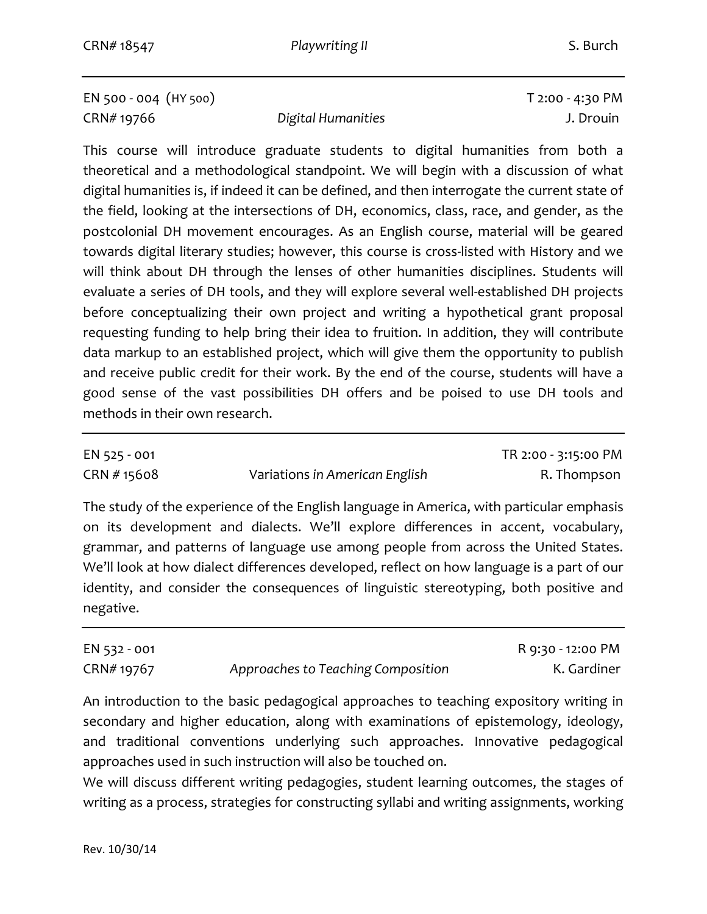CRN# 18547 *Playwriting II* S. Burch

---

EN 500 - 004 (HY 500) T 2:00 - 4:30 PM
CRN# 19766 *Digital Humanities* J. Drouin

This course will introduce graduate students to digital humanities from both a theoretical and a methodological standpoint. We will begin with a discussion of what digital humanities is, if indeed it can be defined, and then interrogate the current state of the field, looking at the intersections of DH, economics, class, race, and gender, as the postcolonial DH movement encourages. As an English course, material will be geared towards digital literary studies; however, this course is cross-listed with History and we will think about DH through the lenses of other humanities disciplines. Students will evaluate a series of DH tools, and they will explore several well-established DH projects before conceptualizing their own project and writing a hypothetical grant proposal requesting funding to help bring their idea to fruition. In addition, they will contribute data markup to an established project, which will give them the opportunity to publish and receive public credit for their work. By the end of the course, students will have a good sense of the vast possibilities DH offers and be poised to use DH tools and methods in their own research.

---

EN 525 - 001 TR 2:00 - 3:15:00 PM
CRN # 15608 Variations *in American English* R. Thompson

The study of the experience of the English language in America, with particular emphasis on its development and dialects. We'll explore differences in accent, vocabulary, grammar, and patterns of language use among people from across the United States. We'll look at how dialect differences developed, reflect on how language is a part of our identity, and consider the consequences of linguistic stereotyping, both positive and negative.

---

EN 532 - 001 R 9:30 - 12:00 PM
CRN# 19767 *Approaches to Teaching Composition* K. Gardiner

An introduction to the basic pedagogical approaches to teaching expository writing in secondary and higher education, along with examinations of epistemology, ideology, and traditional conventions underlying such approaches. Innovative pedagogical approaches used in such instruction will also be touched on.

We will discuss different writing pedagogies, student learning outcomes, the stages of writing as a process, strategies for constructing syllabi and writing assignments, working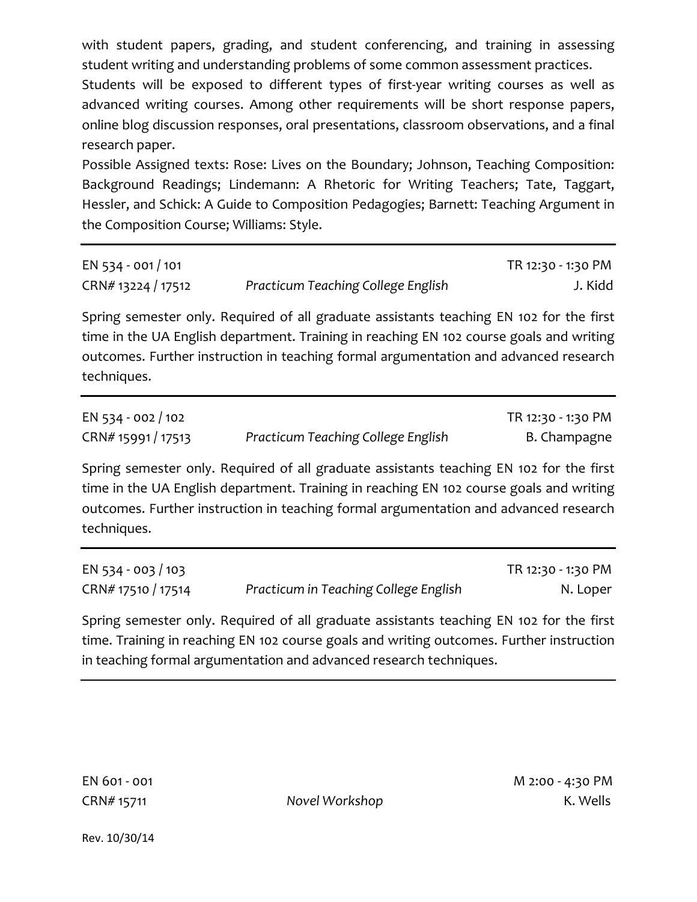with student papers, grading, and student conferencing, and training in assessing student writing and understanding problems of some common assessment practices.

Students will be exposed to different types of first-year writing courses as well as advanced writing courses. Among other requirements will be short response papers, online blog discussion responses, oral presentations, classroom observations, and a final research paper.

Possible Assigned texts: Rose: Lives on the Boundary; Johnson, Teaching Composition: Background Readings; Lindemann: A Rhetoric for Writing Teachers; Tate, Taggart, Hessler, and Schick: A Guide to Composition Pedagogies; Barnett: Teaching Argument in the Composition Course; Williams: Style.

---

EN 534 - 001 / 101 | TR 12:30 - 1:30 PM
CRN# 13224 / 17512 | *Practicum Teaching College English* | J. Kidd

Spring semester only. Required of all graduate assistants teaching EN 102 for the first time in the UA English department. Training in reaching EN 102 course goals and writing outcomes. Further instruction in teaching formal argumentation and advanced research techniques.

---

EN 534 - 002 / 102 | TR 12:30 - 1:30 PM
CRN# 15991 / 17513 | *Practicum Teaching College English* | B. Champagne

Spring semester only. Required of all graduate assistants teaching EN 102 for the first time in the UA English department. Training in reaching EN 102 course goals and writing outcomes. Further instruction in teaching formal argumentation and advanced research techniques.

---

EN 534 - 003 / 103 | TR 12:30 - 1:30 PM
CRN# 17510 / 17514 | *Practicum in Teaching College English* | N. Loper

Spring semester only. Required of all graduate assistants teaching EN 102 for the first time. Training in reaching EN 102 course goals and writing outcomes. Further instruction in teaching formal argumentation and advanced research techniques.

---

EN 601 - 001 | M 2:00 - 4:30 PM
CRN# 15711 | *Novel Workshop* | K. Wells

Rev. 10/30/14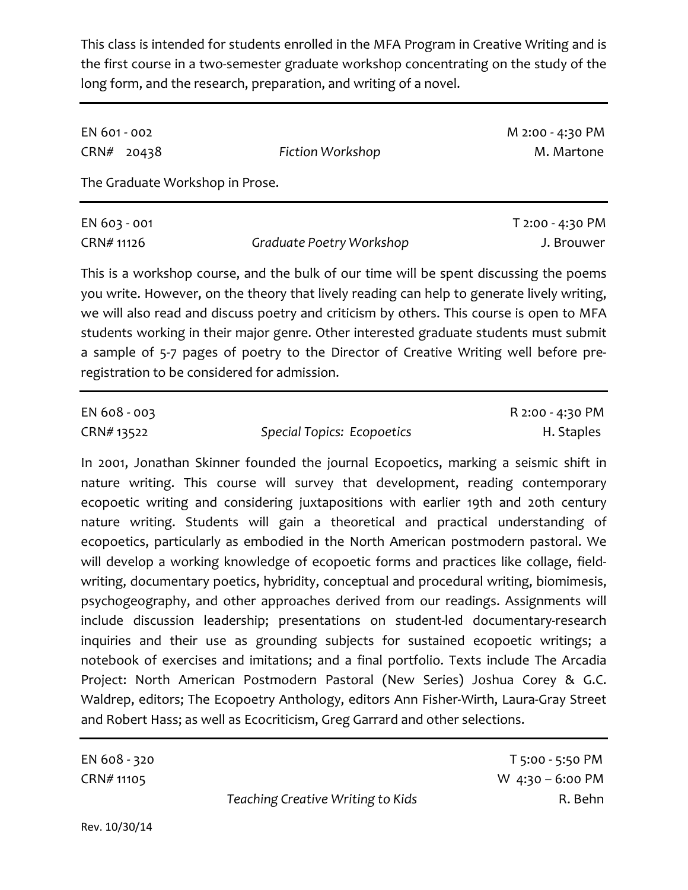This class is intended for students enrolled in the MFA Program in Creative Writing and is the first course in a two-semester graduate workshop concentrating on the study of the long form, and the research, preparation, and writing of a novel.

---

| EN 601 - 002 | | M 2:00 - 4:30 PM |
|---|---|---|
| CRN# 20438 | *Fiction Workshop* | M. Martone |

The Graduate Workshop in Prose.

---

| EN 603 - 001 | | T 2:00 - 4:30 PM |
|---|---|---|
| CRN# 11126 | *Graduate Poetry Workshop* | J. Brouwer |

This is a workshop course, and the bulk of our time will be spent discussing the poems you write. However, on the theory that lively reading can help to generate lively writing, we will also read and discuss poetry and criticism by others. This course is open to MFA students working in their major genre. Other interested graduate students must submit a sample of 5-7 pages of poetry to the Director of Creative Writing well before pre-registration to be considered for admission.

---

| EN 608 - 003 | | R 2:00 - 4:30 PM |
|---|---|---|
| CRN# 13522 | *Special Topics: Ecopoetics* | H. Staples |

In 2001, Jonathan Skinner founded the journal Ecopoetics, marking a seismic shift in nature writing. This course will survey that development, reading contemporary ecopoetic writing and considering juxtapositions with earlier 19th and 20th century nature writing. Students will gain a theoretical and practical understanding of ecopoetics, particularly as embodied in the North American postmodern pastoral. We will develop a working knowledge of ecopoetic forms and practices like collage, field-writing, documentary poetics, hybridity, conceptual and procedural writing, biomimesis, psychogeography, and other approaches derived from our readings. Assignments will include discussion leadership; presentations on student-led documentary-research inquiries and their use as grounding subjects for sustained ecopoetic writings; a notebook of exercises and imitations; and a final portfolio. Texts include The Arcadia Project: North American Postmodern Pastoral (New Series) Joshua Corey & G.C. Waldrep, editors; The Ecopoetry Anthology, editors Ann Fisher-Wirth, Laura-Gray Street and Robert Hass; as well as Ecocriticism, Greg Garrard and other selections.

---

| EN 608 - 320 | | T 5:00 - 5:50 PM |
|---|---|---|
| CRN# 11105 | | W 4:30 – 6:00 PM |
| | *Teaching Creative Writing to Kids* | R. Behn |

Rev. 10/30/14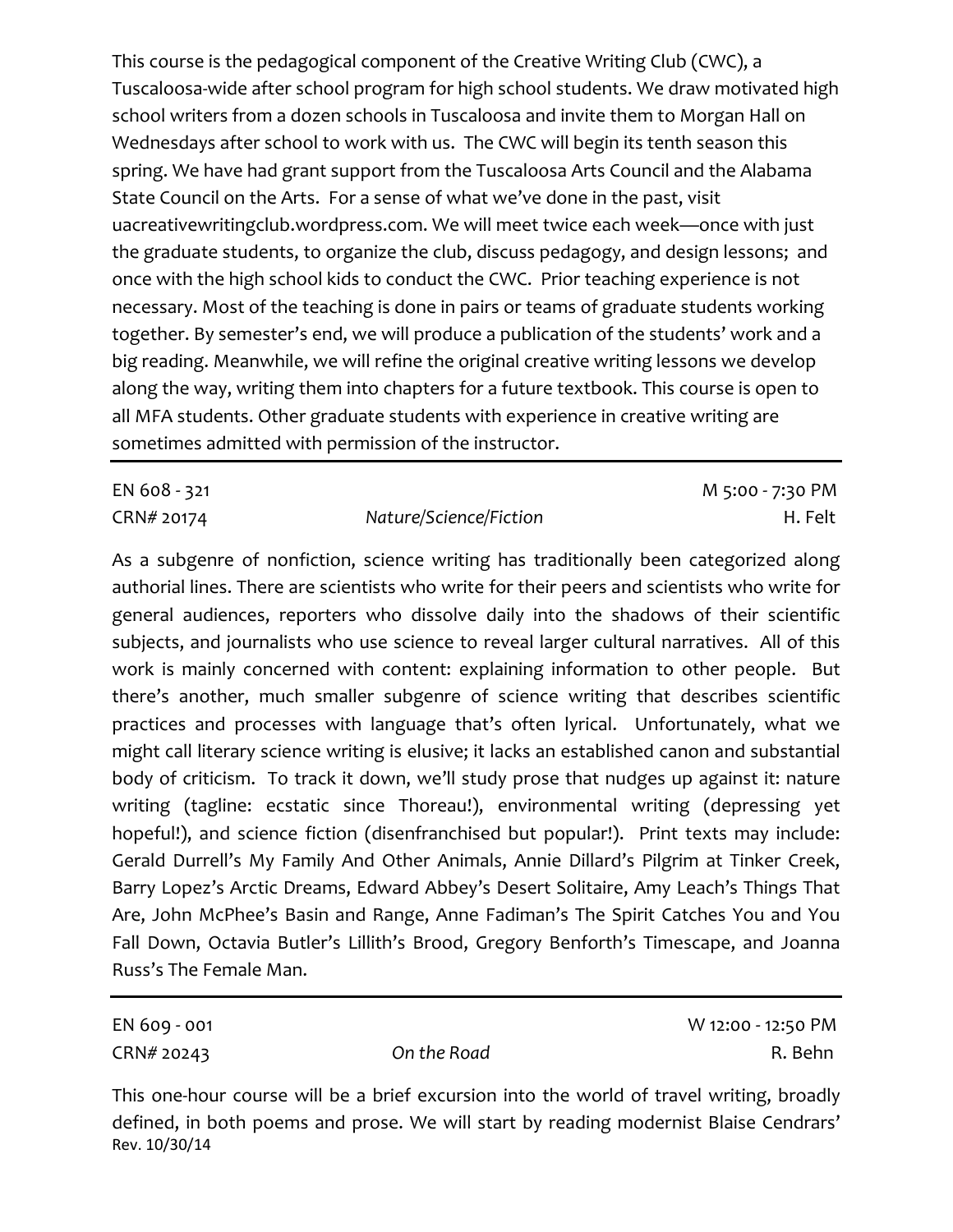This course is the pedagogical component of the Creative Writing Club (CWC), a Tuscaloosa-wide after school program for high school students. We draw motivated high school writers from a dozen schools in Tuscaloosa and invite them to Morgan Hall on Wednesdays after school to work with us. The CWC will begin its tenth season this spring. We have had grant support from the Tuscaloosa Arts Council and the Alabama State Council on the Arts. For a sense of what we've done in the past, visit uacreativewritingclub.wordpress.com. We will meet twice each week—once with just the graduate students, to organize the club, discuss pedagogy, and design lessons; and once with the high school kids to conduct the CWC. Prior teaching experience is not necessary. Most of the teaching is done in pairs or teams of graduate students working together. By semester's end, we will produce a publication of the students' work and a big reading. Meanwhile, we will refine the original creative writing lessons we develop along the way, writing them into chapters for a future textbook. This course is open to all MFA students. Other graduate students with experience in creative writing are sometimes admitted with permission of the instructor.

---

| EN 608 - 321 | | M 5:00 - 7:30 PM |
|---|---|---|
| CRN# 20174 | *Nature/Science/Fiction* | H. Felt |

As a subgenre of nonfiction, science writing has traditionally been categorized along authorial lines. There are scientists who write for their peers and scientists who write for general audiences, reporters who dissolve daily into the shadows of their scientific subjects, and journalists who use science to reveal larger cultural narratives. All of this work is mainly concerned with content: explaining information to other people. But there's another, much smaller subgenre of science writing that describes scientific practices and processes with language that's often lyrical. Unfortunately, what we might call literary science writing is elusive; it lacks an established canon and substantial body of criticism. To track it down, we'll study prose that nudges up against it: nature writing (tagline: ecstatic since Thoreau!), environmental writing (depressing yet hopeful!), and science fiction (disenfranchised but popular!). Print texts may include: Gerald Durrell's My Family And Other Animals, Annie Dillard's Pilgrim at Tinker Creek, Barry Lopez's Arctic Dreams, Edward Abbey's Desert Solitaire, Amy Leach's Things That Are, John McPhee's Basin and Range, Anne Fadiman's The Spirit Catches You and You Fall Down, Octavia Butler's Lillith's Brood, Gregory Benforth's Timescape, and Joanna Russ's The Female Man.

---

| EN 609 - 001 | | W 12:00 - 12:50 PM |
|---|---|---|
| CRN# 20243 | *On the Road* | R. Behn |

This one-hour course will be a brief excursion into the world of travel writing, broadly defined, in both poems and prose. We will start by reading modernist Blaise Cendrars'

Rev. 10/30/14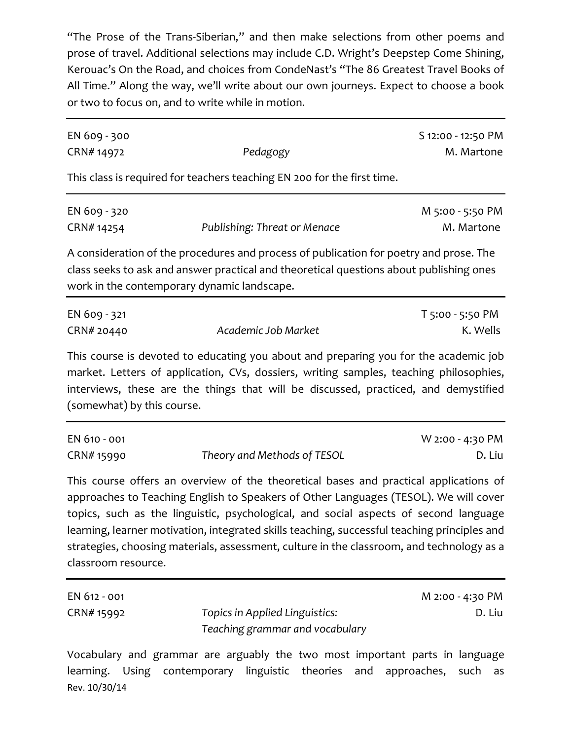"The Prose of the Trans-Siberian," and then make selections from other poems and prose of travel. Additional selections may include C.D. Wright's Deepstep Come Shining, Kerouac's On the Road, and choices from CondeNast's "The 86 Greatest Travel Books of All Time." Along the way, we'll write about our own journeys. Expect to choose a book or two to focus on, and to write while in motion.

---

EN 609 - 300 | S 12:00 - 12:50 PM
CRN# 14972 | *Pedagogy* | M. Martone

This class is required for teachers teaching EN 200 for the first time.

---

EN 609 - 320 | M 5:00 - 5:50 PM
CRN# 14254 | *Publishing: Threat or Menace* | M. Martone

A consideration of the procedures and process of publication for poetry and prose. The class seeks to ask and answer practical and theoretical questions about publishing ones work in the contemporary dynamic landscape.

---

EN 609 - 321 | T 5:00 - 5:50 PM
CRN# 20440 | *Academic Job Market* | K. Wells

This course is devoted to educating you about and preparing you for the academic job market. Letters of application, CVs, dossiers, writing samples, teaching philosophies, interviews, these are the things that will be discussed, practiced, and demystified (somewhat) by this course.

---

EN 610 - 001 | W 2:00 - 4:30 PM
CRN# 15990 | *Theory and Methods of TESOL* | D. Liu

This course offers an overview of the theoretical bases and practical applications of approaches to Teaching English to Speakers of Other Languages (TESOL). We will cover topics, such as the linguistic, psychological, and social aspects of second language learning, learner motivation, integrated skills teaching, successful teaching principles and strategies, choosing materials, assessment, culture in the classroom, and technology as a classroom resource.

---

EN 612 - 001 | M 2:00 - 4:30 PM
CRN# 15992 | *Topics in Applied Linguistics: Teaching grammar and vocabulary* | D. Liu

Vocabulary and grammar are arguably the two most important parts in language learning. Using contemporary linguistic theories and approaches, such as

Rev. 10/30/14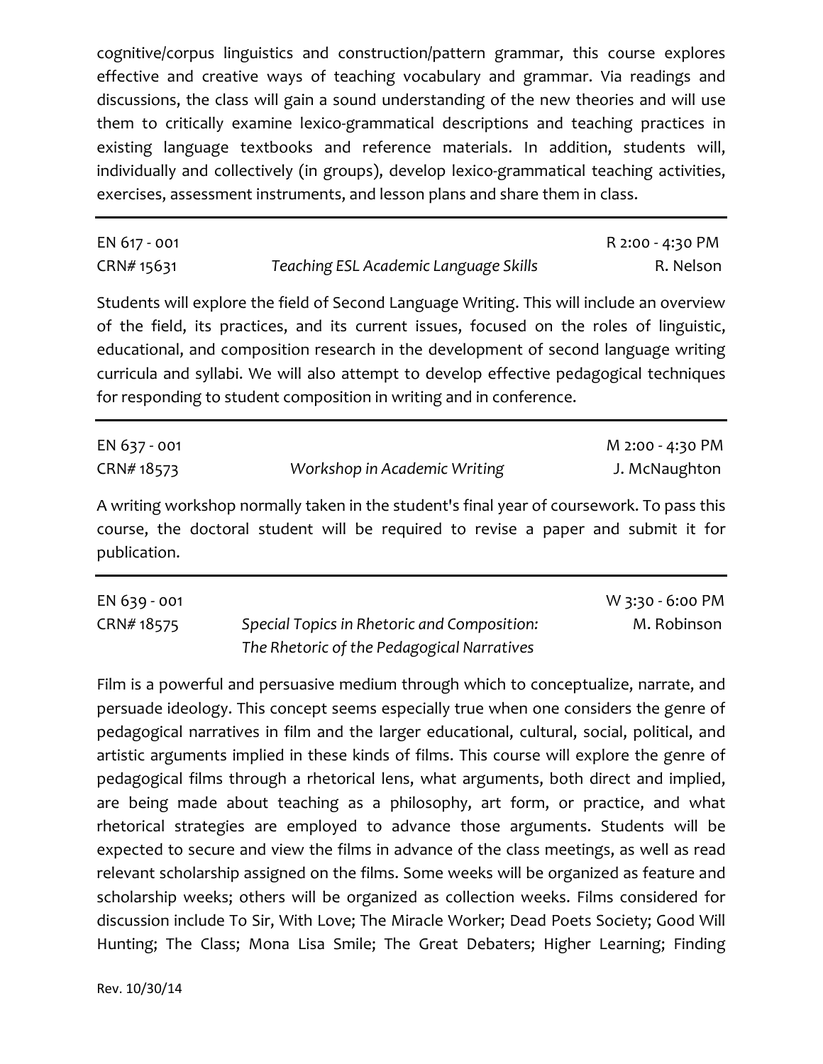cognitive/corpus linguistics and construction/pattern grammar, this course explores effective and creative ways of teaching vocabulary and grammar. Via readings and discussions, the class will gain a sound understanding of the new theories and will use them to critically examine lexico-grammatical descriptions and teaching practices in existing language textbooks and reference materials. In addition, students will, individually and collectively (in groups), develop lexico-grammatical teaching activities, exercises, assessment instruments, and lesson plans and share them in class.

---

| EN 617 - 001 | | R 2:00 - 4:30 PM |
|---|---|---|
| CRN# 15631 | *Teaching ESL Academic Language Skills* | R. Nelson |

Students will explore the field of Second Language Writing. This will include an overview of the field, its practices, and its current issues, focused on the roles of linguistic, educational, and composition research in the development of second language writing curricula and syllabi. We will also attempt to develop effective pedagogical techniques for responding to student composition in writing and in conference.

---

| EN 637 - 001 | | M 2:00 - 4:30 PM |
|---|---|---|
| CRN# 18573 | *Workshop in Academic Writing* | J. McNaughton |

A writing workshop normally taken in the student's final year of coursework. To pass this course, the doctoral student will be required to revise a paper and submit it for publication.

---

| EN 639 - 001 | | W 3:30 - 6:00 PM |
|---|---|---|
| CRN# 18575 | *Special Topics in Rhetoric and Composition: The Rhetoric of the Pedagogical Narratives* | M. Robinson |

Film is a powerful and persuasive medium through which to conceptualize, narrate, and persuade ideology. This concept seems especially true when one considers the genre of pedagogical narratives in film and the larger educational, cultural, social, political, and artistic arguments implied in these kinds of films. This course will explore the genre of pedagogical films through a rhetorical lens, what arguments, both direct and implied, are being made about teaching as a philosophy, art form, or practice, and what rhetorical strategies are employed to advance those arguments. Students will be expected to secure and view the films in advance of the class meetings, as well as read relevant scholarship assigned on the films. Some weeks will be organized as feature and scholarship weeks; others will be organized as collection weeks. Films considered for discussion include To Sir, With Love; The Miracle Worker; Dead Poets Society; Good Will Hunting; The Class; Mona Lisa Smile; The Great Debaters; Higher Learning; Finding

Rev. 10/30/14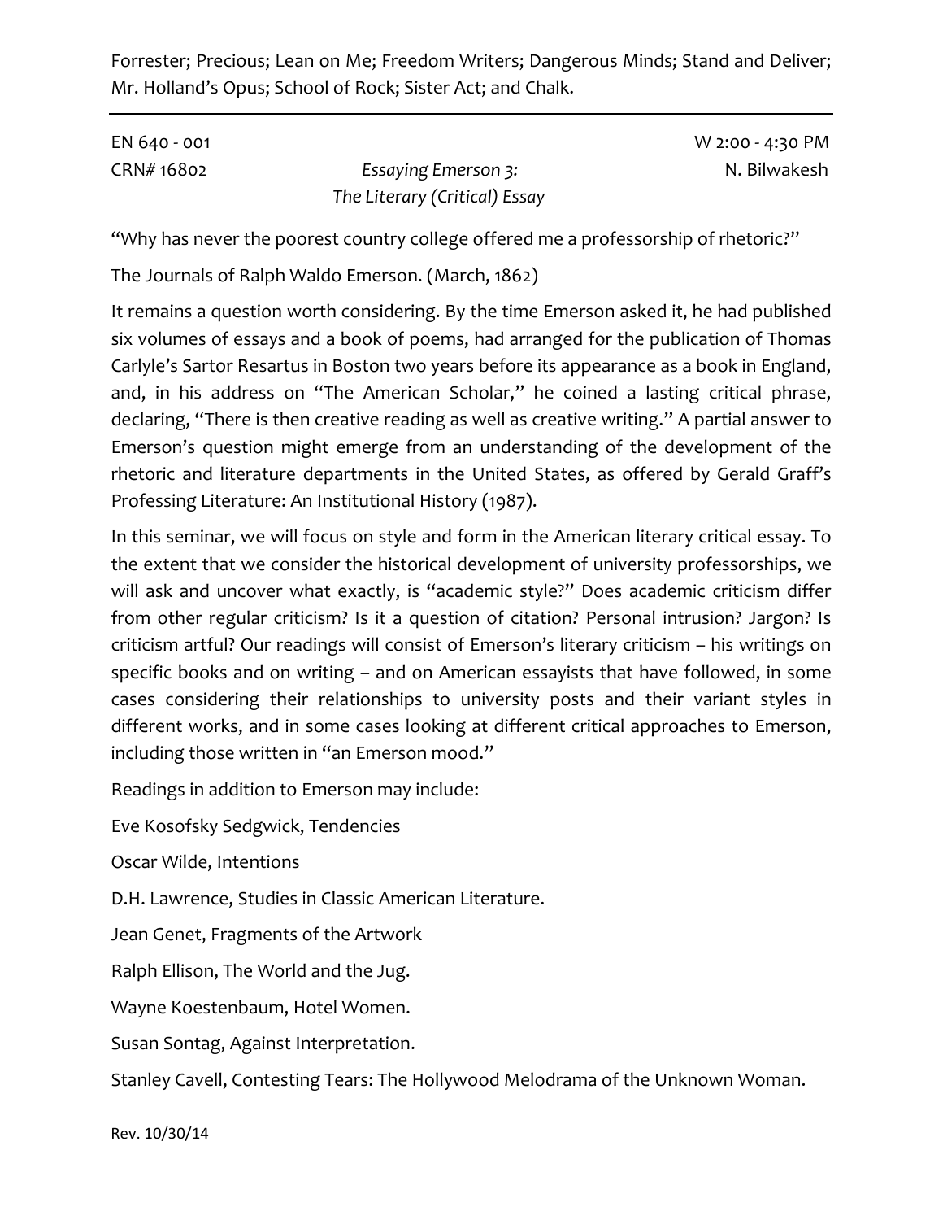Forrester; Precious; Lean on Me; Freedom Writers; Dangerous Minds; Stand and Deliver; Mr. Holland's Opus; School of Rock; Sister Act; and Chalk.

---

EN 640 - 001 | W 2:00 - 4:30 PM
CRN# 16802 | N. Bilwakesh

*Essaying Emerson 3:*
*The Literary (Critical) Essay*

"Why has never the poorest country college offered me a professorship of rhetoric?"

The Journals of Ralph Waldo Emerson. (March, 1862)

It remains a question worth considering. By the time Emerson asked it, he had published six volumes of essays and a book of poems, had arranged for the publication of Thomas Carlyle's Sartor Resartus in Boston two years before its appearance as a book in England, and, in his address on "The American Scholar," he coined a lasting critical phrase, declaring, "There is then creative reading as well as creative writing." A partial answer to Emerson's question might emerge from an understanding of the development of the rhetoric and literature departments in the United States, as offered by Gerald Graff's Professing Literature: An Institutional History (1987).

In this seminar, we will focus on style and form in the American literary critical essay. To the extent that we consider the historical development of university professorships, we will ask and uncover what exactly, is "academic style?" Does academic criticism differ from other regular criticism? Is it a question of citation? Personal intrusion? Jargon? Is criticism artful? Our readings will consist of Emerson's literary criticism – his writings on specific books and on writing – and on American essayists that have followed, in some cases considering their relationships to university posts and their variant styles in different works, and in some cases looking at different critical approaches to Emerson, including those written in "an Emerson mood."

Readings in addition to Emerson may include:

Eve Kosofsky Sedgwick, Tendencies

Oscar Wilde, Intentions

D.H. Lawrence, Studies in Classic American Literature.

Jean Genet, Fragments of the Artwork

Ralph Ellison, The World and the Jug.

Wayne Koestenbaum, Hotel Women.

Susan Sontag, Against Interpretation.

Stanley Cavell, Contesting Tears: The Hollywood Melodrama of the Unknown Woman.

Rev. 10/30/14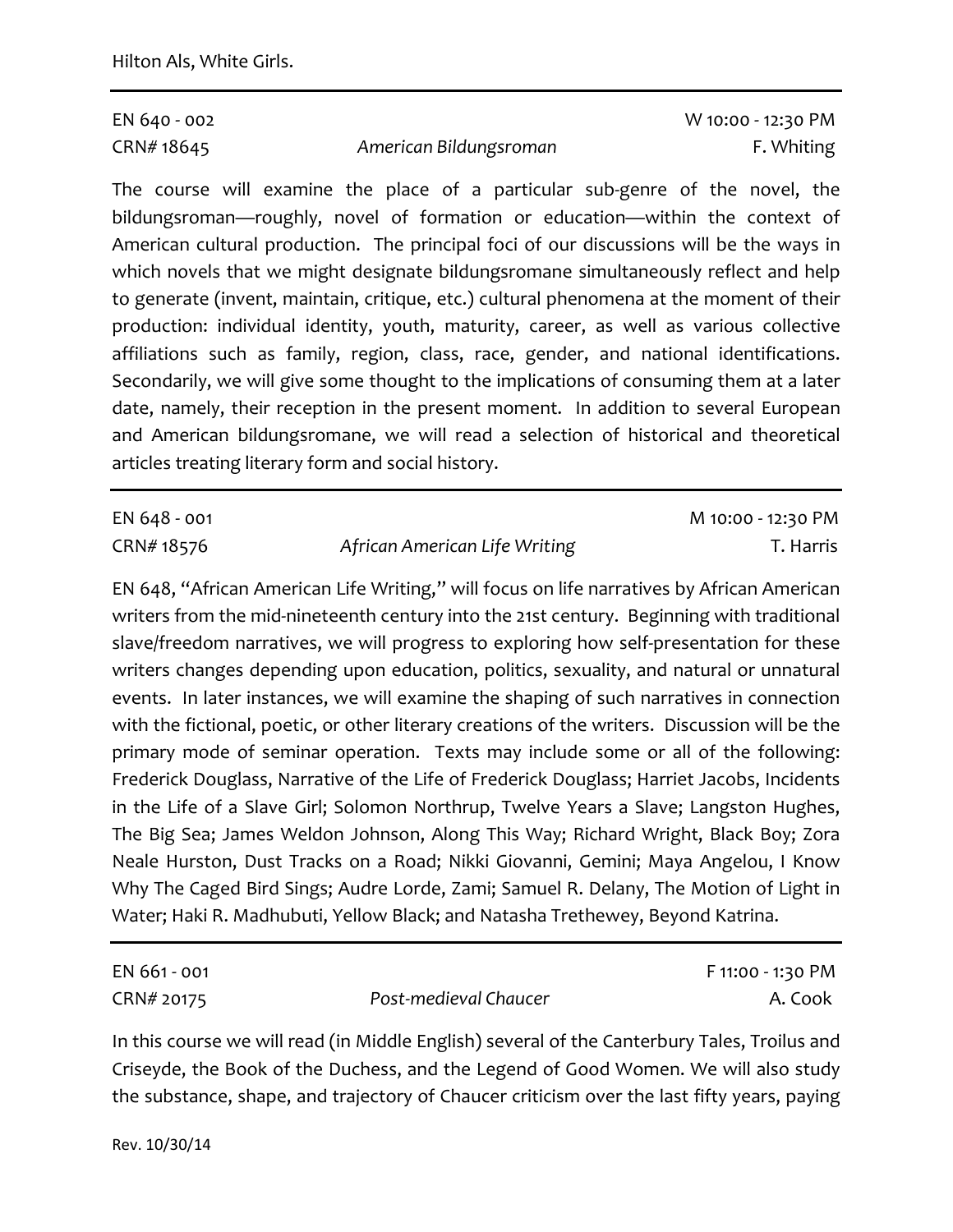Hilton Als, White Girls.

---

| EN 640 - 002 | | W 10:00 - 12:30 PM |
|---|---|---|
| CRN# 18645 | *American Bildungsroman* | F. Whiting |

The course will examine the place of a particular sub-genre of the novel, the bildungsroman—roughly, novel of formation or education—within the context of American cultural production. The principal foci of our discussions will be the ways in which novels that we might designate bildungsromane simultaneously reflect and help to generate (invent, maintain, critique, etc.) cultural phenomena at the moment of their production: individual identity, youth, maturity, career, as well as various collective affiliations such as family, region, class, race, gender, and national identifications. Secondarily, we will give some thought to the implications of consuming them at a later date, namely, their reception in the present moment. In addition to several European and American bildungsromane, we will read a selection of historical and theoretical articles treating literary form and social history.

---

| EN 648 - 001 | | M 10:00 - 12:30 PM |
|---|---|---|
| CRN# 18576 | *African American Life Writing* | T. Harris |

EN 648, "African American Life Writing," will focus on life narratives by African American writers from the mid-nineteenth century into the 21st century. Beginning with traditional slave/freedom narratives, we will progress to exploring how self-presentation for these writers changes depending upon education, politics, sexuality, and natural or unnatural events. In later instances, we will examine the shaping of such narratives in connection with the fictional, poetic, or other literary creations of the writers. Discussion will be the primary mode of seminar operation. Texts may include some or all of the following: Frederick Douglass, Narrative of the Life of Frederick Douglass; Harriet Jacobs, Incidents in the Life of a Slave Girl; Solomon Northrup, Twelve Years a Slave; Langston Hughes, The Big Sea; James Weldon Johnson, Along This Way; Richard Wright, Black Boy; Zora Neale Hurston, Dust Tracks on a Road; Nikki Giovanni, Gemini; Maya Angelou, I Know Why The Caged Bird Sings; Audre Lorde, Zami; Samuel R. Delany, The Motion of Light in Water; Haki R. Madhubuti, Yellow Black; and Natasha Trethewey, Beyond Katrina.

---

| EN 661 - 001 | | F 11:00 - 1:30 PM |
|---|---|---|
| CRN# 20175 | *Post-medieval Chaucer* | A. Cook |

In this course we will read (in Middle English) several of the Canterbury Tales, Troilus and Criseyde, the Book of the Duchess, and the Legend of Good Women. We will also study the substance, shape, and trajectory of Chaucer criticism over the last fifty years, paying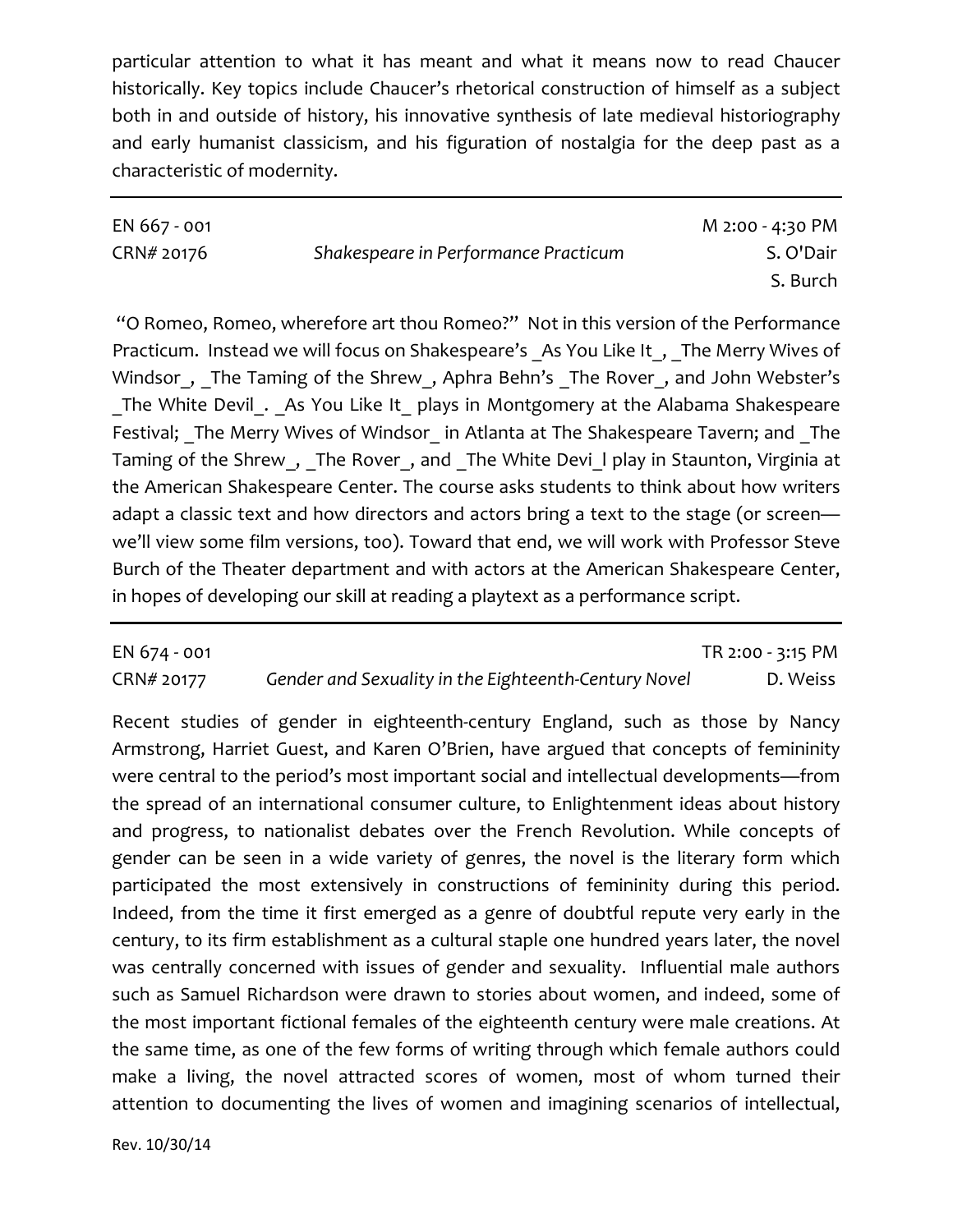particular attention to what it has meant and what it means now to read Chaucer historically. Key topics include Chaucer's rhetorical construction of himself as a subject both in and outside of history, his innovative synthesis of late medieval historiography and early humanist classicism, and his figuration of nostalgia for the deep past as a characteristic of modernity.

---

EN 667 - 001 | M 2:00 - 4:30 PM
CRN# 20176 | *Shakespeare in Performance Practicum* | S. O'Dair, S. Burch

"O Romeo, Romeo, wherefore art thou Romeo?" Not in this version of the Performance Practicum. Instead we will focus on Shakespeare's _As You Like It_, _The Merry Wives of Windsor_, _The Taming of the Shrew_, Aphra Behn's _The Rover_, and John Webster's _The White Devil_. _As You Like It_ plays in Montgomery at the Alabama Shakespeare Festival; _The Merry Wives of Windsor_ in Atlanta at The Shakespeare Tavern; and _The Taming of the Shrew_, _The Rover_, and _The White Devi_l play in Staunton, Virginia at the American Shakespeare Center. The course asks students to think about how writers adapt a classic text and how directors and actors bring a text to the stage (or screen—we'll view some film versions, too). Toward that end, we will work with Professor Steve Burch of the Theater department and with actors at the American Shakespeare Center, in hopes of developing our skill at reading a playtext as a performance script.

---

EN 674 - 001 | TR 2:00 - 3:15 PM
CRN# 20177 | *Gender and Sexuality in the Eighteenth-Century Novel* | D. Weiss

Recent studies of gender in eighteenth-century England, such as those by Nancy Armstrong, Harriet Guest, and Karen O'Brien, have argued that concepts of femininity were central to the period's most important social and intellectual developments—from the spread of an international consumer culture, to Enlightenment ideas about history and progress, to nationalist debates over the French Revolution. While concepts of gender can be seen in a wide variety of genres, the novel is the literary form which participated the most extensively in constructions of femininity during this period. Indeed, from the time it first emerged as a genre of doubtful repute very early in the century, to its firm establishment as a cultural staple one hundred years later, the novel was centrally concerned with issues of gender and sexuality. Influential male authors such as Samuel Richardson were drawn to stories about women, and indeed, some of the most important fictional females of the eighteenth century were male creations. At the same time, as one of the few forms of writing through which female authors could make a living, the novel attracted scores of women, most of whom turned their attention to documenting the lives of women and imagining scenarios of intellectual,

Rev. 10/30/14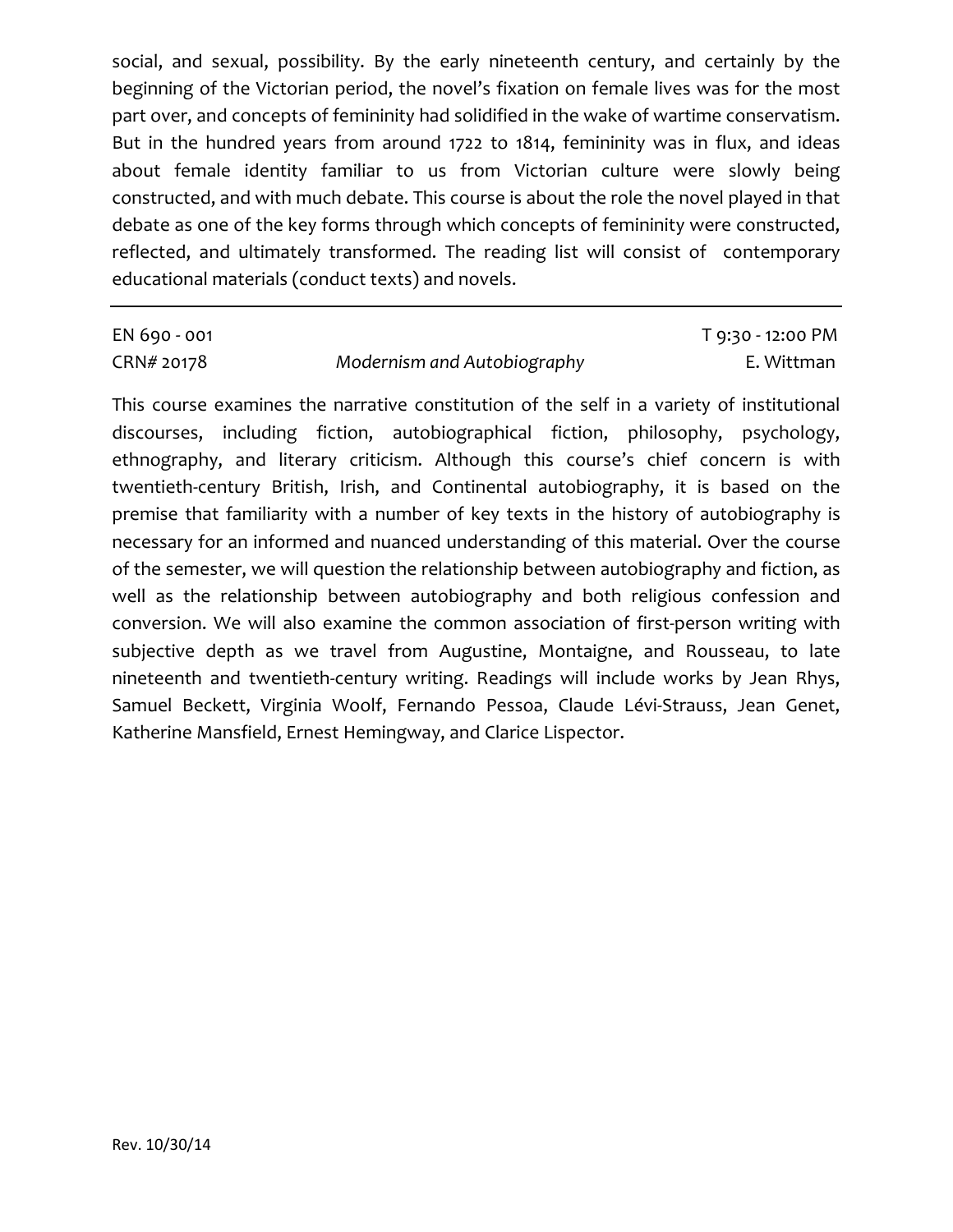social, and sexual, possibility. By the early nineteenth century, and certainly by the beginning of the Victorian period, the novel's fixation on female lives was for the most part over, and concepts of femininity had solidified in the wake of wartime conservatism. But in the hundred years from around 1722 to 1814, femininity was in flux, and ideas about female identity familiar to us from Victorian culture were slowly being constructed, and with much debate. This course is about the role the novel played in that debate as one of the key forms through which concepts of femininity were constructed, reflected, and ultimately transformed. The reading list will consist of contemporary educational materials (conduct texts) and novels.

---

| | | |
|---|---|---|
| EN 690 - 001 | | T 9:30 - 12:00 PM |
| CRN# 20178 | *Modernism and Autobiography* | E. Wittman |

This course examines the narrative constitution of the self in a variety of institutional discourses, including fiction, autobiographical fiction, philosophy, psychology, ethnography, and literary criticism. Although this course's chief concern is with twentieth-century British, Irish, and Continental autobiography, it is based on the premise that familiarity with a number of key texts in the history of autobiography is necessary for an informed and nuanced understanding of this material. Over the course of the semester, we will question the relationship between autobiography and fiction, as well as the relationship between autobiography and both religious confession and conversion. We will also examine the common association of first-person writing with subjective depth as we travel from Augustine, Montaigne, and Rousseau, to late nineteenth and twentieth-century writing. Readings will include works by Jean Rhys, Samuel Beckett, Virginia Woolf, Fernando Pessoa, Claude Lévi-Strauss, Jean Genet, Katherine Mansfield, Ernest Hemingway, and Clarice Lispector.

Rev. 10/30/14